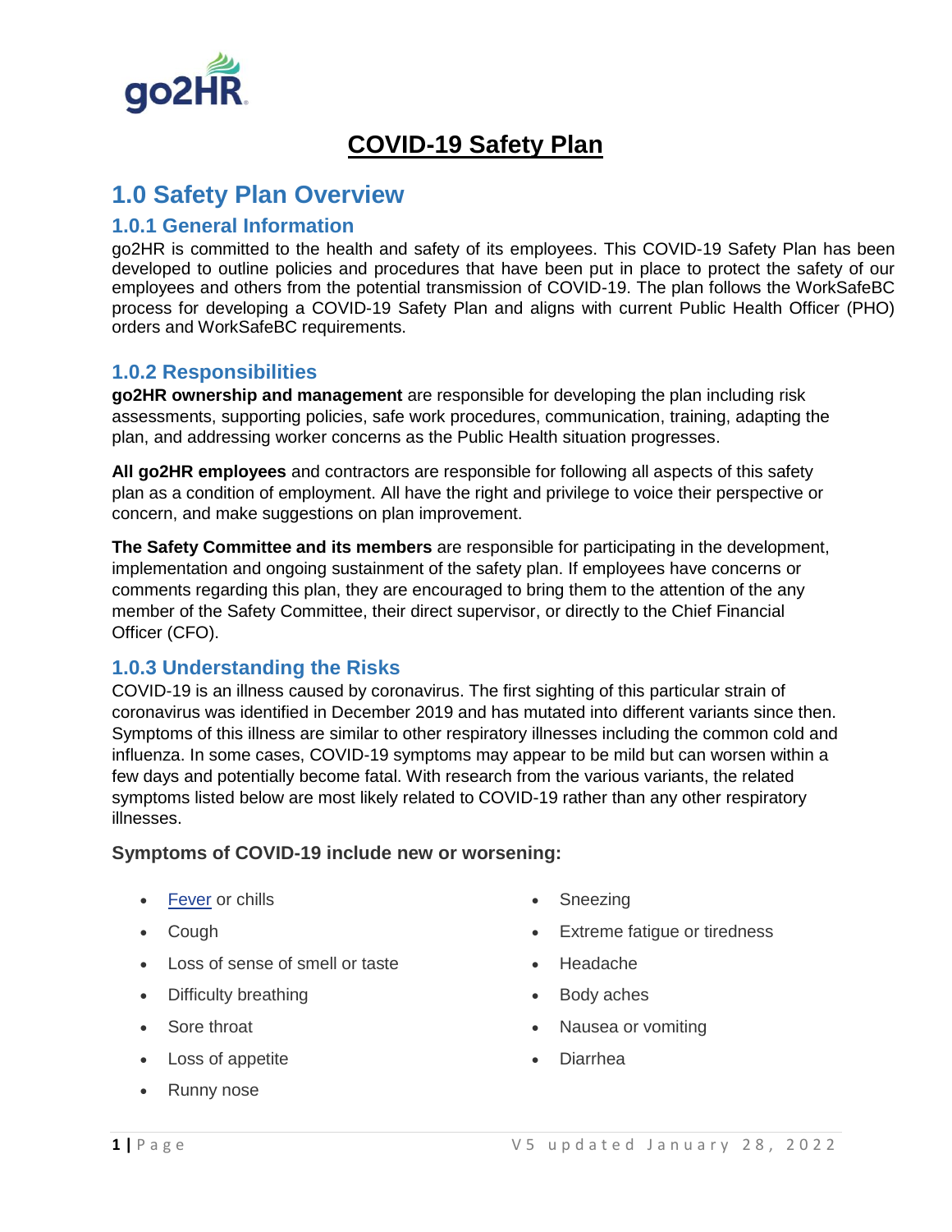# COVID-19 Safety Plan

## 1.0 Safety Plan Overview

### 1.0.1 General Information

go2HR is committed to the health and safety of its employees. This COVID-19 Safety Plan has been developed to outline policies and procedures that have been put in place to protect the safety of our employees and others from the potential transmission of COVID-19. The plan follows the WorkSafeBC process for developing a COVID-19 Safety Plan and aligns with current Public Health Officer (PHO) orders and WorkSafeBC requirements.

### 1.0.2 Responsibilities

**go2HR ownership and management** are responsible for developing the plan including risk assessments, supporting policies, safe work procedures, communication, training, adapting the plan, and addressing worker concerns as the Public Health situation progresses.

**All go2HR employees** and contractors are responsible for following all aspects of this safety plan as a condition of employment. All have the right and privilege to voice their perspective or concern, and make suggestions on plan improvement.

**The Safety Committee and its members** are responsible for participating in the development, implementation and ongoing sustainment of the safety plan. If employees have concerns or comments regarding this plan, they are encouraged to bring them to the attention of the any member of the Safety Committee, their direct supervisor, or directly to the Chief Financial Officer (CFO).

### 1.0.3 Understanding the Risks

COVID-19 is an illness caused by coronavirus. The first sighting of this particular strain of coronavirus was identified in December 2019 and has mutated into different variants since then. Symptoms of this illness are similar to other respiratory illnesses including the common cold and influenza. In some cases, COVID-19 symptoms may appear to be mild but can worsen within a few days and potentially become fatal. With research from the various variants, the related symptoms listed below are most likely related to COVID-19 rather than any other respiratory illnesses.

**Symptoms of COVID-19 include new or worsening:**

- Fever or chills
- Cough
- Loss of sense of smell or taste
- Difficulty breathing
- Sore throat
- Loss of appetite
- Runny nose
- Sneezing
- Extreme fatigue or tiredness
- Headache
- Body aches
- Nausea or vomiting
- Diarrhea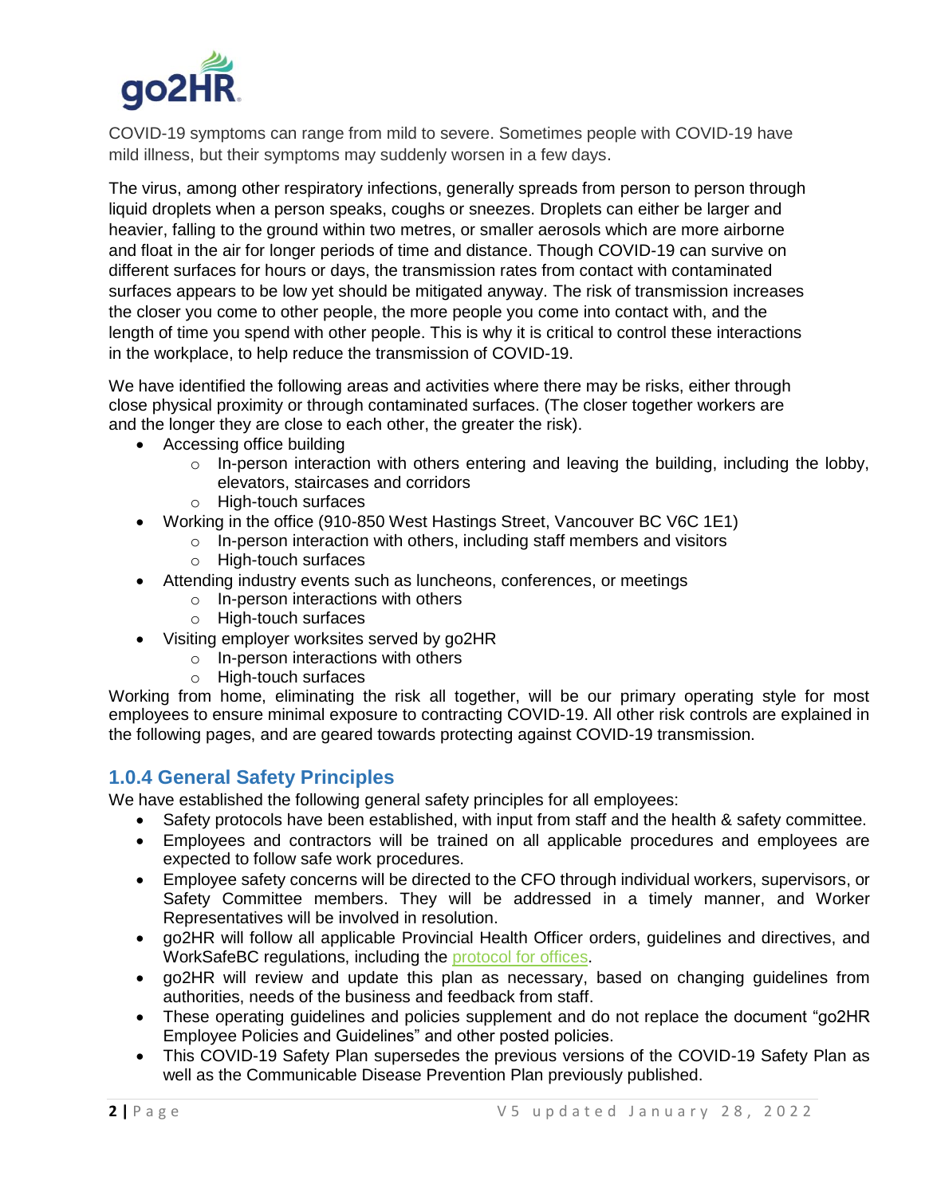COVID-19 symptoms can range from mild to severe. Sometimes people with COVID-19 have mild illness, but their symptoms may suddenly worsen in a few days.

The virus, among other respiratory infections, generally spreads from person to person through liquid droplets when a person speaks, coughs or sneezes. Droplets can either be larger and heavier, falling to the ground within two metres, or smaller aerosols which are more airborne and float in the air for longer periods of time and distance. Though COVID-19 can survive on different surfaces for hours or days, the transmission rates from contact with contaminated surfaces appears to be low yet should be mitigated anyway. The risk of transmission increases the closer you come to other people, the more people you come into contact with, and the length of time you spend with other people. This is why it is critical to control these interactions in the workplace, to help reduce the transmission of COVID-19.

We have identified the following areas and activities where there may be risks, either through close physical proximity or through contaminated surfaces. (The closer together workers are and the longer they are close to each other, the greater the risk).

- Accessing office building
  - In-person interaction with others entering and leaving the building, including the lobby, elevators, staircases and corridors
  - High-touch surfaces
- Working in the office (910-850 West Hastings Street, Vancouver BC V6C 1E1)
  - In-person interaction with others, including staff members and visitors
  - High-touch surfaces
- Attending industry events such as luncheons, conferences, or meetings
  - In-person interactions with others
  - High-touch surfaces
- Visiting employer worksites served by go2HR
  - In-person interactions with others
  - High-touch surfaces

Working from home, eliminating the risk all together, will be our primary operating style for most employees to ensure minimal exposure to contracting COVID-19. All other risk controls are explained in the following pages, and are geared towards protecting against COVID-19 transmission.

### 1.0.4 General Safety Principles

We have established the following general safety principles for all employees:

- Safety protocols have been established, with input from staff and the health & safety committee.
- Employees and contractors will be trained on all applicable procedures and employees are expected to follow safe work procedures.
- Employee safety concerns will be directed to the CFO through individual workers, supervisors, or Safety Committee members. They will be addressed in a timely manner, and Worker Representatives will be involved in resolution.
- go2HR will follow all applicable Provincial Health Officer orders, guidelines and directives, and WorkSafeBC regulations, including the protocol for offices.
- go2HR will review and update this plan as necessary, based on changing guidelines from authorities, needs of the business and feedback from staff.
- These operating guidelines and policies supplement and do not replace the document "go2HR Employee Policies and Guidelines" and other posted policies.
- This COVID-19 Safety Plan supersedes the previous versions of the COVID-19 Safety Plan as well as the Communicable Disease Prevention Plan previously published.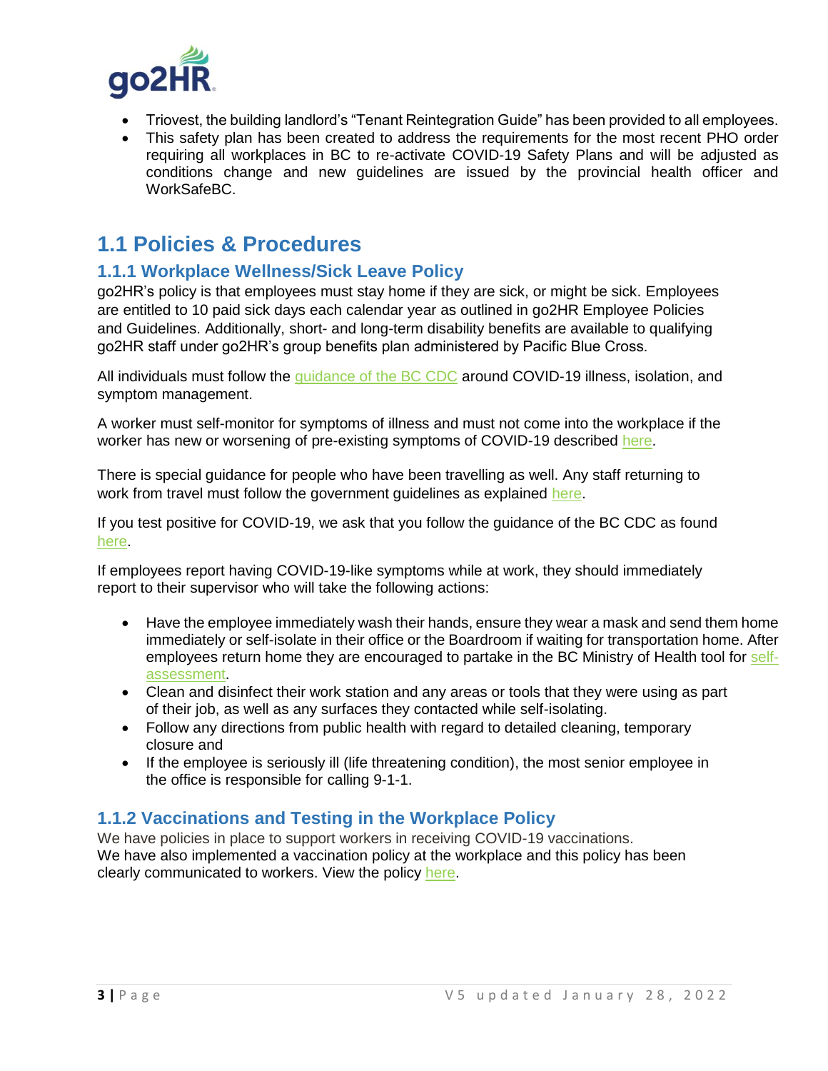- Triovest, the building landlord's "Tenant Reintegration Guide" has been provided to all employees.
- This safety plan has been created to address the requirements for the most recent PHO order requiring all workplaces in BC to re-activate COVID-19 Safety Plans and will be adjusted as conditions change and new guidelines are issued by the provincial health officer and WorkSafeBC.

## 1.1 Policies & Procedures

### 1.1.1 Workplace Wellness/Sick Leave Policy

go2HR's policy is that employees must stay home if they are sick, or might be sick. Employees are entitled to 10 paid sick days each calendar year as outlined in go2HR Employee Policies and Guidelines. Additionally, short- and long-term disability benefits are available to qualifying go2HR staff under go2HR's group benefits plan administered by Pacific Blue Cross.

All individuals must follow the guidance of the BC CDC around COVID-19 illness, isolation, and symptom management.

A worker must self-monitor for symptoms of illness and must not come into the workplace if the worker has new or worsening of pre-existing symptoms of COVID-19 described here.

There is special guidance for people who have been travelling as well. Any staff returning to work from travel must follow the government guidelines as explained here.

If you test positive for COVID-19, we ask that you follow the guidance of the BC CDC as found here.

If employees report having COVID-19-like symptoms while at work, they should immediately report to their supervisor who will take the following actions:

- Have the employee immediately wash their hands, ensure they wear a mask and send them home immediately or self-isolate in their office or the Boardroom if waiting for transportation home. After employees return home they are encouraged to partake in the BC Ministry of Health tool for self-assessment.
- Clean and disinfect their work station and any areas or tools that they were using as part of their job, as well as any surfaces they contacted while self-isolating.
- Follow any directions from public health with regard to detailed cleaning, temporary closure and
- If the employee is seriously ill (life threatening condition), the most senior employee in the office is responsible for calling 9-1-1.

### 1.1.2 Vaccinations and Testing in the Workplace Policy

We have policies in place to support workers in receiving COVID-19 vaccinations.
We have also implemented a vaccination policy at the workplace and this policy has been clearly communicated to workers. View the policy here.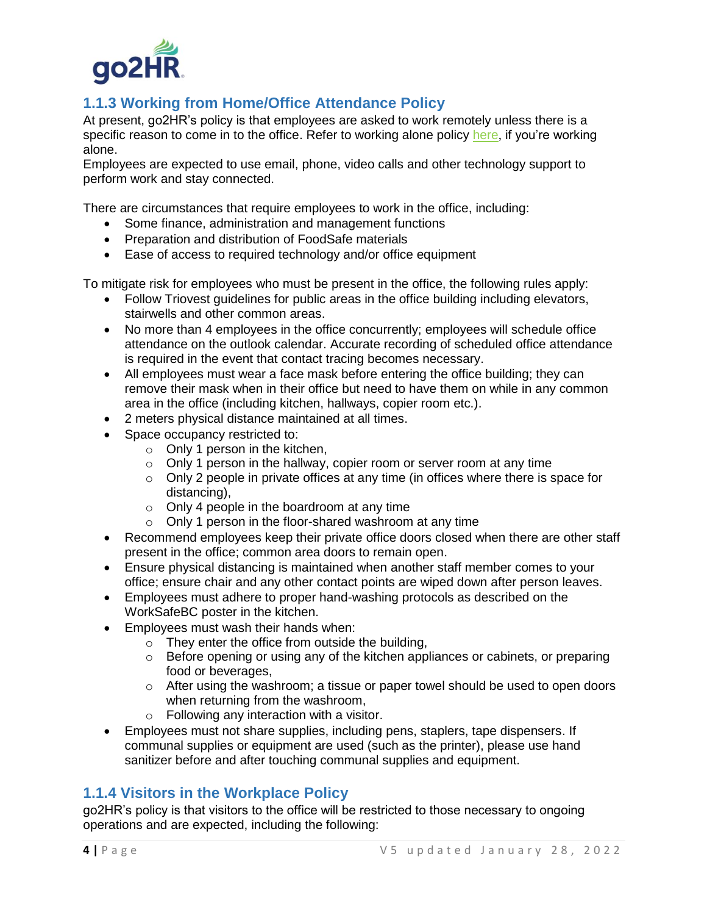### 1.1.3 Working from Home/Office Attendance Policy

At present, go2HR's policy is that employees are asked to work remotely unless there is a specific reason to come in to the office. Refer to working alone policy here, if you're working alone.

Employees are expected to use email, phone, video calls and other technology support to perform work and stay connected.

There are circumstances that require employees to work in the office, including:

- Some finance, administration and management functions
- Preparation and distribution of FoodSafe materials
- Ease of access to required technology and/or office equipment

To mitigate risk for employees who must be present in the office, the following rules apply:

- Follow Triovest guidelines for public areas in the office building including elevators, stairwells and other common areas.
- No more than 4 employees in the office concurrently; employees will schedule office attendance on the outlook calendar. Accurate recording of scheduled office attendance is required in the event that contact tracing becomes necessary.
- All employees must wear a face mask before entering the office building; they can remove their mask when in their office but need to have them on while in any common area in the office (including kitchen, hallways, copier room etc.).
- 2 meters physical distance maintained at all times.
- Space occupancy restricted to:
    - Only 1 person in the kitchen,
    - Only 1 person in the hallway, copier room or server room at any time
    - Only 2 people in private offices at any time (in offices where there is space for distancing),
    - Only 4 people in the boardroom at any time
    - Only 1 person in the floor-shared washroom at any time
- Recommend employees keep their private office doors closed when there are other staff present in the office; common area doors to remain open.
- Ensure physical distancing is maintained when another staff member comes to your office; ensure chair and any other contact points are wiped down after person leaves.
- Employees must adhere to proper hand-washing protocols as described on the WorkSafeBC poster in the kitchen.
- Employees must wash their hands when:
    - They enter the office from outside the building,
    - Before opening or using any of the kitchen appliances or cabinets, or preparing food or beverages,
    - After using the washroom; a tissue or paper towel should be used to open doors when returning from the washroom,
    - Following any interaction with a visitor.
- Employees must not share supplies, including pens, staplers, tape dispensers. If communal supplies or equipment are used (such as the printer), please use hand sanitizer before and after touching communal supplies and equipment.

### 1.1.4 Visitors in the Workplace Policy

go2HR's policy is that visitors to the office will be restricted to those necessary to ongoing operations and are expected, including the following: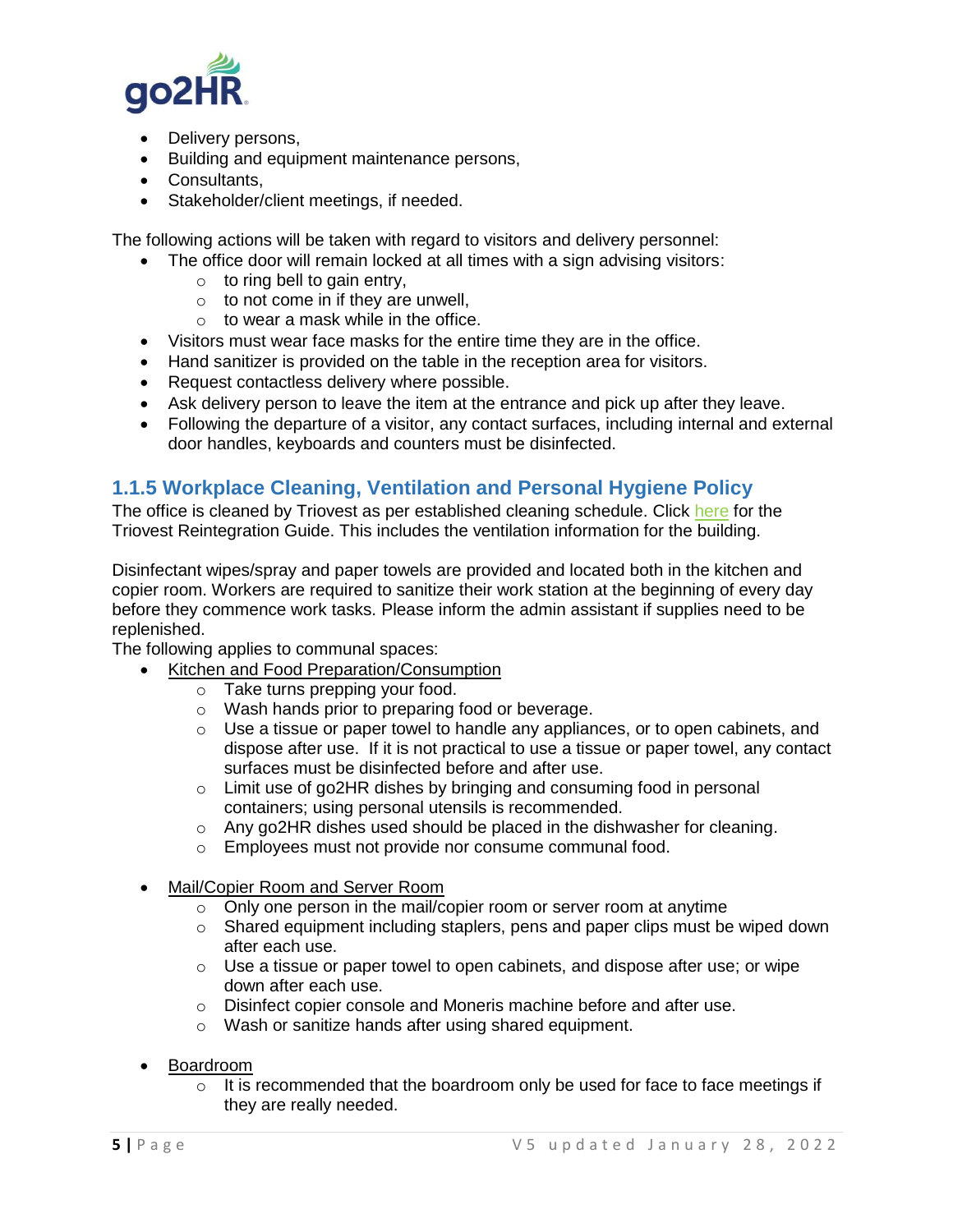- Delivery persons,
- Building and equipment maintenance persons,
- Consultants,
- Stakeholder/client meetings, if needed.

The following actions will be taken with regard to visitors and delivery personnel:

- The office door will remain locked at all times with a sign advising visitors:
  - to ring bell to gain entry,
  - to not come in if they are unwell,
  - to wear a mask while in the office.
- Visitors must wear face masks for the entire time they are in the office.
- Hand sanitizer is provided on the table in the reception area for visitors.
- Request contactless delivery where possible.
- Ask delivery person to leave the item at the entrance and pick up after they leave.
- Following the departure of a visitor, any contact surfaces, including internal and external door handles, keyboards and counters must be disinfected.

### 1.1.5 Workplace Cleaning, Ventilation and Personal Hygiene Policy

The office is cleaned by Triovest as per established cleaning schedule. Click here for the Triovest Reintegration Guide. This includes the ventilation information for the building.

Disinfectant wipes/spray and paper towels are provided and located both in the kitchen and copier room. Workers are required to sanitize their work station at the beginning of every day before they commence work tasks. Please inform the admin assistant if supplies need to be replenished.

The following applies to communal spaces:

- Kitchen and Food Preparation/Consumption
  - Take turns prepping your food.
  - Wash hands prior to preparing food or beverage.
  - Use a tissue or paper towel to handle any appliances, or to open cabinets, and dispose after use. If it is not practical to use a tissue or paper towel, any contact surfaces must be disinfected before and after use.
  - Limit use of go2HR dishes by bringing and consuming food in personal containers; using personal utensils is recommended.
  - Any go2HR dishes used should be placed in the dishwasher for cleaning.
  - Employees must not provide nor consume communal food.

- Mail/Copier Room and Server Room
  - Only one person in the mail/copier room or server room at anytime
  - Shared equipment including staplers, pens and paper clips must be wiped down after each use.
  - Use a tissue or paper towel to open cabinets, and dispose after use; or wipe down after each use.
  - Disinfect copier console and Moneris machine before and after use.
  - Wash or sanitize hands after using shared equipment.

- Boardroom
  - It is recommended that the boardroom only be used for face to face meetings if they are really needed.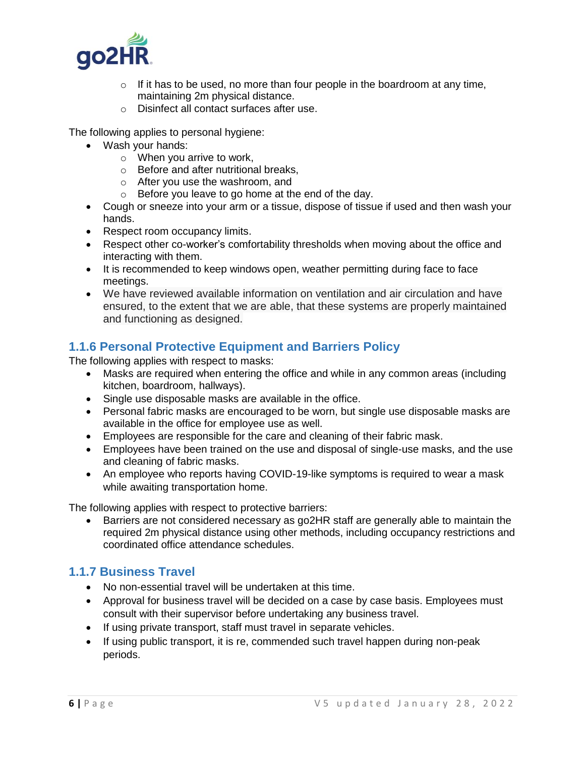- If it has to be used, no more than four people in the boardroom at any time, maintaining 2m physical distance.
- Disinfect all contact surfaces after use.

The following applies to personal hygiene:

- Wash your hands:
    - When you arrive to work,
    - Before and after nutritional breaks,
    - After you use the washroom, and
    - Before you leave to go home at the end of the day.
- Cough or sneeze into your arm or a tissue, dispose of tissue if used and then wash your hands.
- Respect room occupancy limits.
- Respect other co-worker's comfortability thresholds when moving about the office and interacting with them.
- It is recommended to keep windows open, weather permitting during face to face meetings.
- We have reviewed available information on ventilation and air circulation and have ensured, to the extent that we are able, that these systems are properly maintained and functioning as designed.

### 1.1.6 Personal Protective Equipment and Barriers Policy

The following applies with respect to masks:

- Masks are required when entering the office and while in any common areas (including kitchen, boardroom, hallways).
- Single use disposable masks are available in the office.
- Personal fabric masks are encouraged to be worn, but single use disposable masks are available in the office for employee use as well.
- Employees are responsible for the care and cleaning of their fabric mask.
- Employees have been trained on the use and disposal of single-use masks, and the use and cleaning of fabric masks.
- An employee who reports having COVID-19-like symptoms is required to wear a mask while awaiting transportation home.

The following applies with respect to protective barriers:

- Barriers are not considered necessary as go2HR staff are generally able to maintain the required 2m physical distance using other methods, including occupancy restrictions and coordinated office attendance schedules.

### 1.1.7 Business Travel

- No non-essential travel will be undertaken at this time.
- Approval for business travel will be decided on a case by case basis. Employees must consult with their supervisor before undertaking any business travel.
- If using private transport, staff must travel in separate vehicles.
- If using public transport, it is re, commended such travel happen during non-peak periods.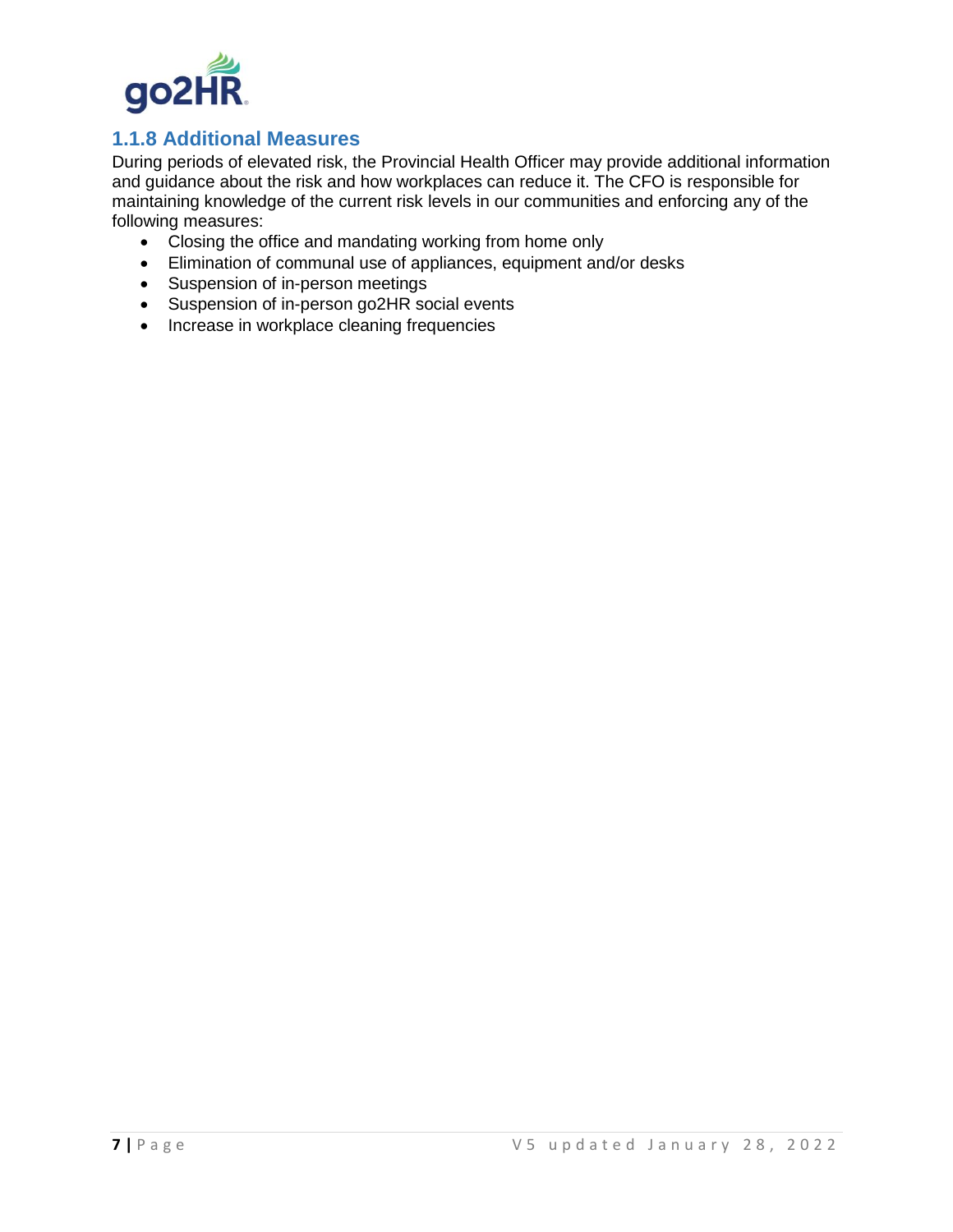### 1.1.8 Additional Measures

During periods of elevated risk, the Provincial Health Officer may provide additional information and guidance about the risk and how workplaces can reduce it. The CFO is responsible for maintaining knowledge of the current risk levels in our communities and enforcing any of the following measures:

- Closing the office and mandating working from home only
- Elimination of communal use of appliances, equipment and/or desks
- Suspension of in-person meetings
- Suspension of in-person go2HR social events
- Increase in workplace cleaning frequencies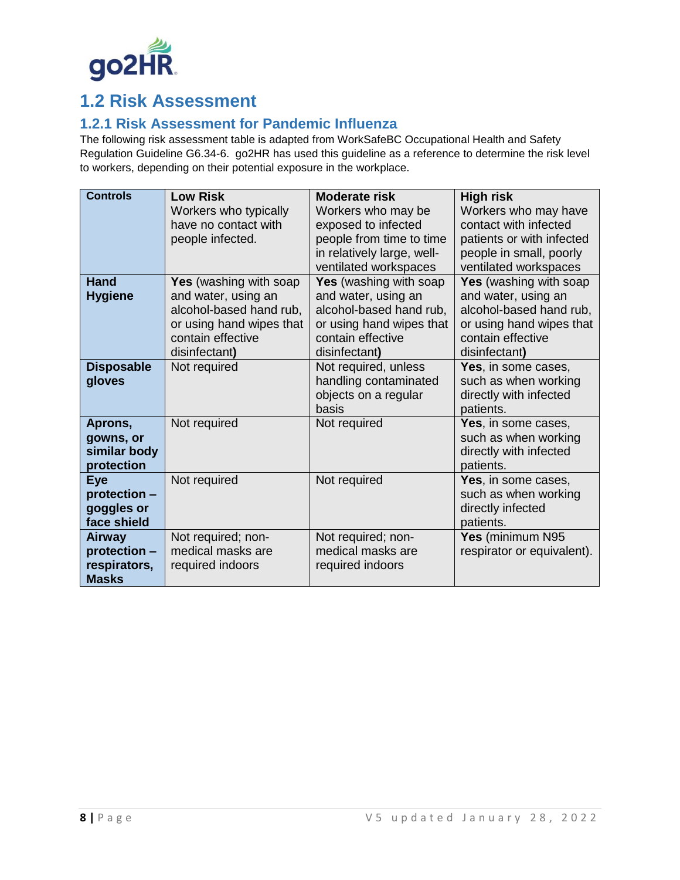## 1.2 Risk Assessment

### 1.2.1 Risk Assessment for Pandemic Influenza

The following risk assessment table is adapted from WorkSafeBC Occupational Health and Safety Regulation Guideline G6.34-6. go2HR has used this guideline as a reference to determine the risk level to workers, depending on their potential exposure in the workplace.

| **Controls** | **Low Risk** Workers who typically have no contact with people infected. | **Moderate risk** Workers who may be exposed to infected people from time to time in relatively large, well-ventilated workspaces | **High risk** Workers who may have contact with infected patients or with infected people in small, poorly ventilated workspaces |
|---|---|---|---|
| **Hand Hygiene** | **Yes** (washing with soap and water, using an alcohol-based hand rub, or using hand wipes that contain effective disinfectant**)** | **Yes** (washing with soap and water, using an alcohol-based hand rub, or using hand wipes that contain effective disinfectant**)** | **Yes** (washing with soap and water, using an alcohol-based hand rub, or using hand wipes that contain effective disinfectant**)** |
| **Disposable gloves** | Not required | Not required, unless handling contaminated objects on a regular basis | **Yes**, in some cases, such as when working directly with infected patients. |
| **Aprons, gowns, or similar body protection** | Not required | Not required | **Yes**, in some cases, such as when working directly with infected patients. |
| **Eye protection – goggles or face shield** | Not required | Not required | **Yes**, in some cases, such as when working directly infected patients. |
| **Airway protection – respirators, Masks** | Not required; non-medical masks are required indoors | Not required; non-medical masks are required indoors | **Yes** (minimum N95 respirator or equivalent). |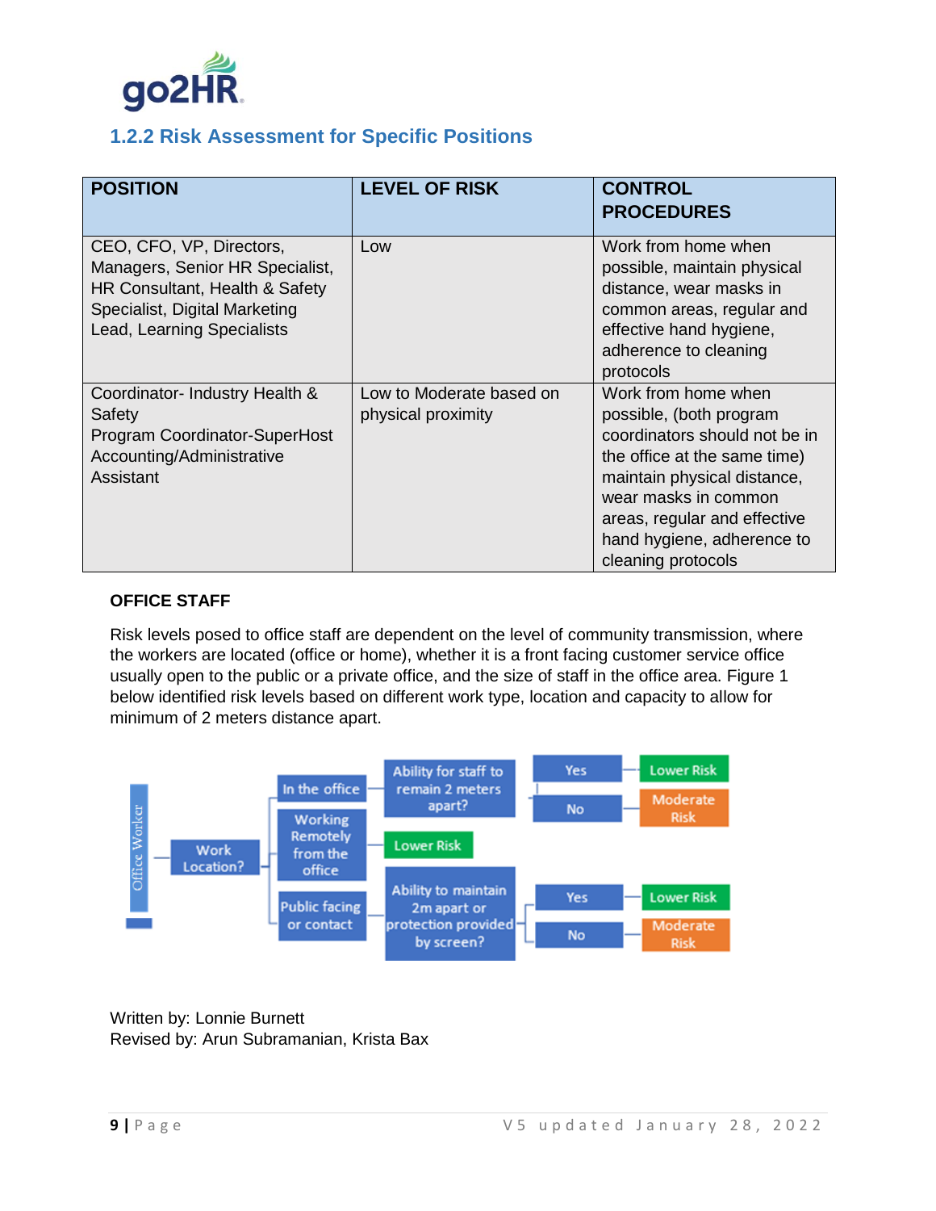### 1.2.2 Risk Assessment for Specific Positions

| POSITION | LEVEL OF RISK | CONTROL PROCEDURES |
|---|---|---|
| CEO, CFO, VP, Directors, Managers, Senior HR Specialist, HR Consultant, Health & Safety Specialist, Digital Marketing Lead, Learning Specialists | Low | Work from home when possible, maintain physical distance, wear masks in common areas, regular and effective hand hygiene, adherence to cleaning protocols |
| Coordinator- Industry Health & Safety<br>Program Coordinator-SuperHost<br>Accounting/Administrative Assistant | Low to Moderate based on physical proximity | Work from home when possible, (both program coordinators should not be in the office at the same time) maintain physical distance, wear masks in common areas, regular and effective hand hygiene, adherence to cleaning protocols |

**OFFICE STAFF**

Risk levels posed to office staff are dependent on the level of community transmission, where the workers are located (office or home), whether it is a front facing customer service office usually open to the public or a private office, and the size of staff in the office area. Figure 1 below identified risk levels based on different work type, location and capacity to allow for minimum of 2 meters distance apart.

Office Worker
Work Location?
In the office
Ability for staff to remain 2 meters apart?
Yes
Lower Risk
No
Moderate Risk
Working Remotely from the office
Lower Risk
Public facing or contact
Ability to maintain 2m apart or protection provided by screen?
Yes
Lower Risk
No
Moderate Risk

Written by: Lonnie Burnett
Revised by: Arun Subramanian, Krista Bax

V5 updated January 28, 2022